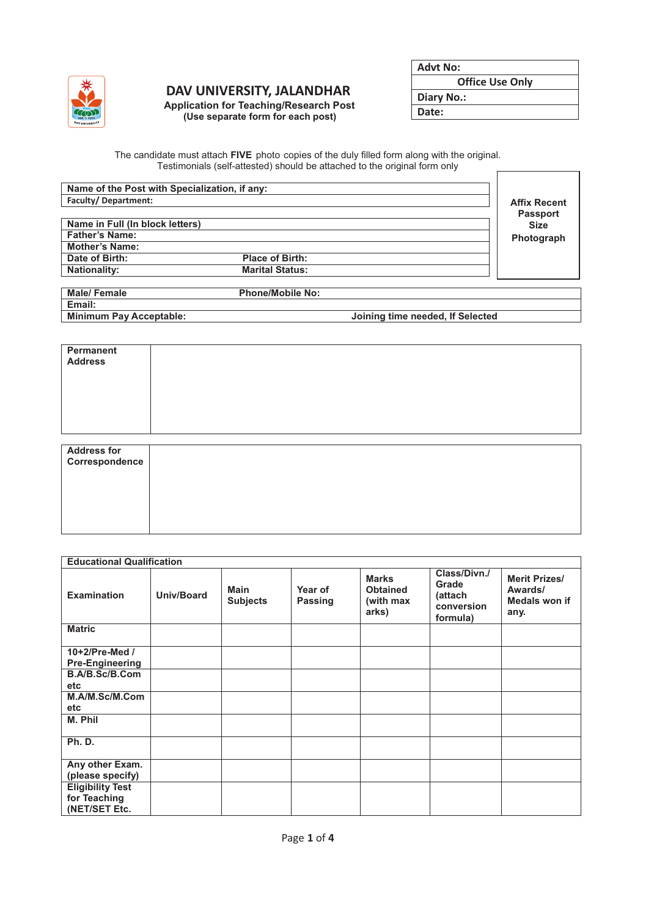| Advt No: |
|---|
| Office Use Only |
| Diary No.: |
| Date: |

# DAV UNIVERSITY, JALANDHAR

**Application for Teaching/Research Post**
**(Use separate form for each post)**

The candidate must attach **FIVE** photo copies of the duly filled form along with the original.
Testimonials (self-attested) should be attached to the original form only

| Name of the Post with Specialization, if any: | |
|---|---|
| Faculty/ Department: | |

**Affix Recent Passport Size Photograph**

| Name in Full (In block letters) | |
|---|---|
| Father's Name: | |
| Mother's Name: | |
| Date of Birth: | Place of Birth: |
| Nationality: | Marital Status: |

| Male/ Female | Phone/Mobile No: |
|---|---|
| Email: | |
| Minimum Pay Acceptable: | Joining time needed, If Selected |

| Permanent Address | |
|---|---|

| Address for Correspondence | |
|---|---|

**Educational Qualification**

| Examination | Univ/Board | Main Subjects | Year of Passing | Marks Obtained (with max arks) | Class/Divn./ Grade (attach conversion formula) | Merit Prizes/ Awards/ Medals won if any. |
|---|---|---|---|---|---|---|
| Matric | | | | | | |
| 10+2/Pre-Med / Pre-Engineering | | | | | | |
| B.A/B.Sc/B.Com etc | | | | | | |
| M.A/M.Sc/M.Com etc | | | | | | |
| M. Phil | | | | | | |
| Ph. D. | | | | | | |
| Any other Exam. (please specify) | | | | | | |
| Eligibility Test for Teaching (NET/SET Etc. | | | | | | |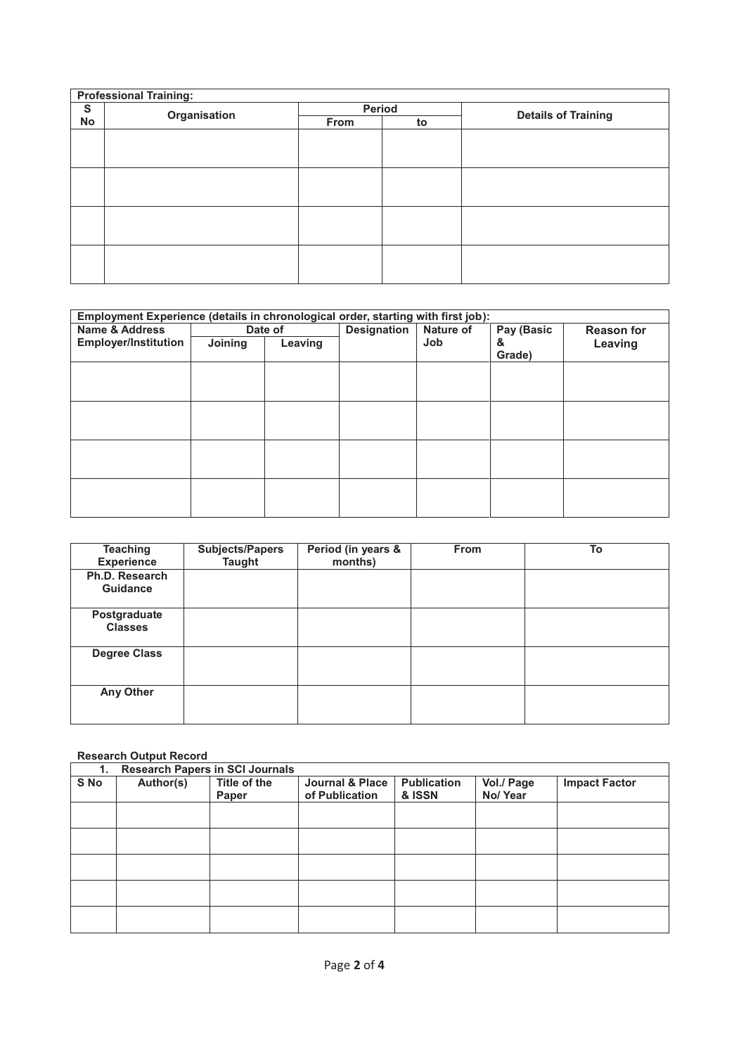**Professional Training:**

| S No | Organisation | Period | | Details of Training |
|---|---|---|---|---|
| | | From | to | |
| | | | | |
| | | | | |
| | | | | |
| | | | | |

**Employment Experience (details in chronological order, starting with first job):**

| Name & Address Employer/Institution | Date of | | Designation | Nature of Job | Pay (Basic & Grade) | Reason for Leaving |
|---|---|---|---|---|---|---|
| | Joining | Leaving | | | | |
| | | | | | | |
| | | | | | | |
| | | | | | | |
| | | | | | | |

| Teaching Experience | Subjects/Papers Taught | Period (in years & months) | From | To |
|---|---|---|---|---|
| Ph.D. Research Guidance | | | | |
| Postgraduate Classes | | | | |
| Degree Class | | | | |
| Any Other | | | | |

**Research Output Record**

**1. Research Papers in SCI Journals**

| S No | Author(s) | Title of the Paper | Journal & Place of Publication | Publication & ISSN | Vol./ Page No/ Year | Impact Factor |
|---|---|---|---|---|---|---|
| | | | | | | |
| | | | | | | |
| | | | | | | |
| | | | | | | |
| | | | | | | |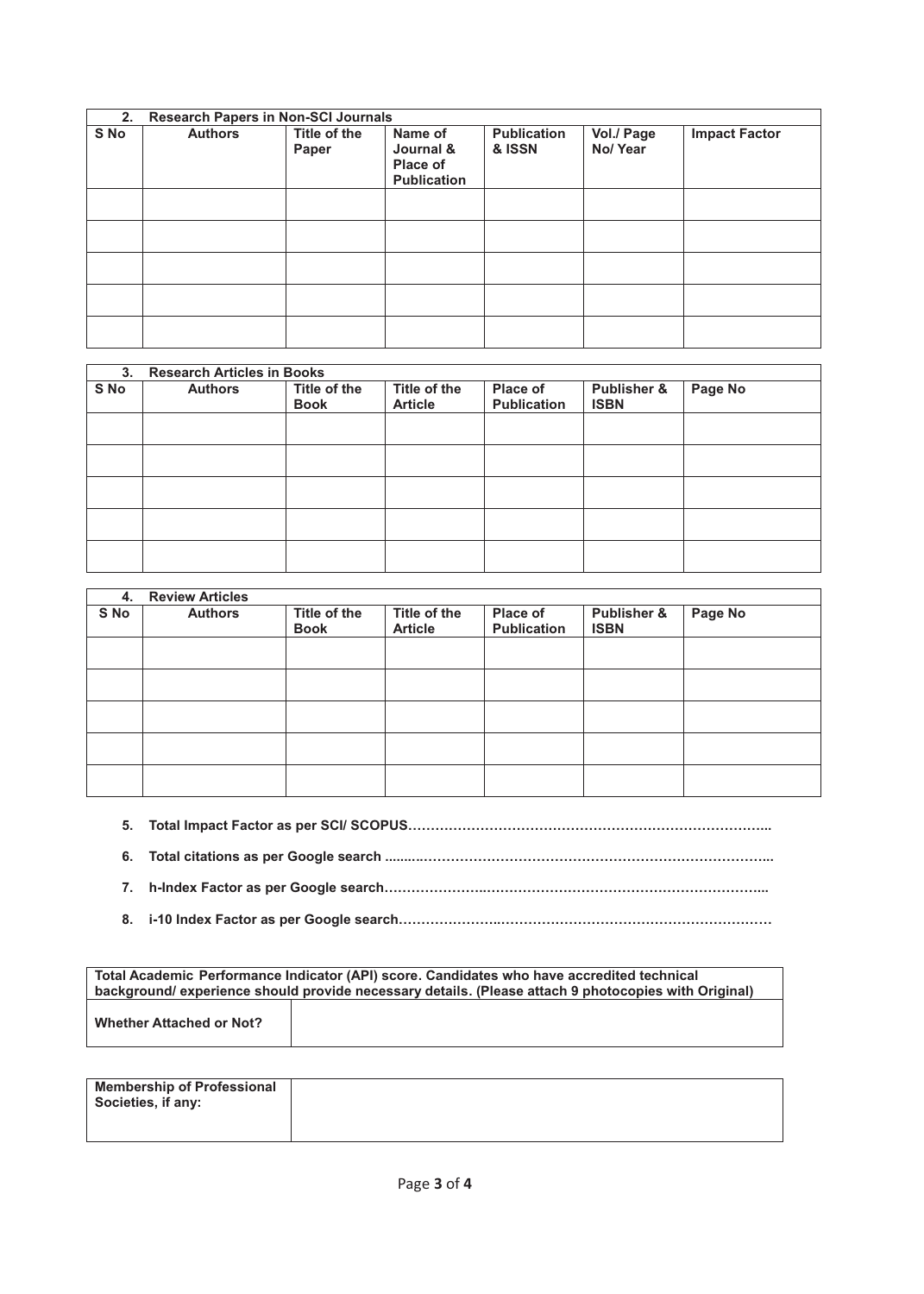**2. Research Papers in Non-SCI Journals**

| S No | Authors | Title of the Paper | Name of Journal & Place of Publication | Publication & ISSN | Vol./ Page No/ Year | Impact Factor |
|---|---|---|---|---|---|---|
| | | | | | | |
| | | | | | | |
| | | | | | | |
| | | | | | | |
| | | | | | | |

**3. Research Articles in Books**

| S No | Authors | Title of the Book | Title of the Article | Place of Publication | Publisher & ISBN | Page No |
|---|---|---|---|---|---|---|
| | | | | | | |
| | | | | | | |
| | | | | | | |
| | | | | | | |
| | | | | | | |

**4. Review Articles**

| S No | Authors | Title of the Book | Title of the Article | Place of Publication | Publisher & ISBN | Page No |
|---|---|---|---|---|---|---|
| | | | | | | |
| | | | | | | |
| | | | | | | |
| | | | | | | |
| | | | | | | |

5. **Total Impact Factor as per SCI/ SCOPUS**……………………………………………………………………..

6. **Total citations as per Google search** .........……………………………………………………………………...

7. **h-Index Factor as per Google search**………………….………………………………………………………...

8. **i-10 Index Factor as per Google search**………………….……………………………………………………

| **Total Academic Performance Indicator (API) score. Candidates who have accredited technical background/ experience should provide necessary details. (Please attach 9 photocopies with Original)** | |
|---|---|
| **Whether Attached or Not?** | |

| **Membership of Professional Societies, if any:** | |
|---|---|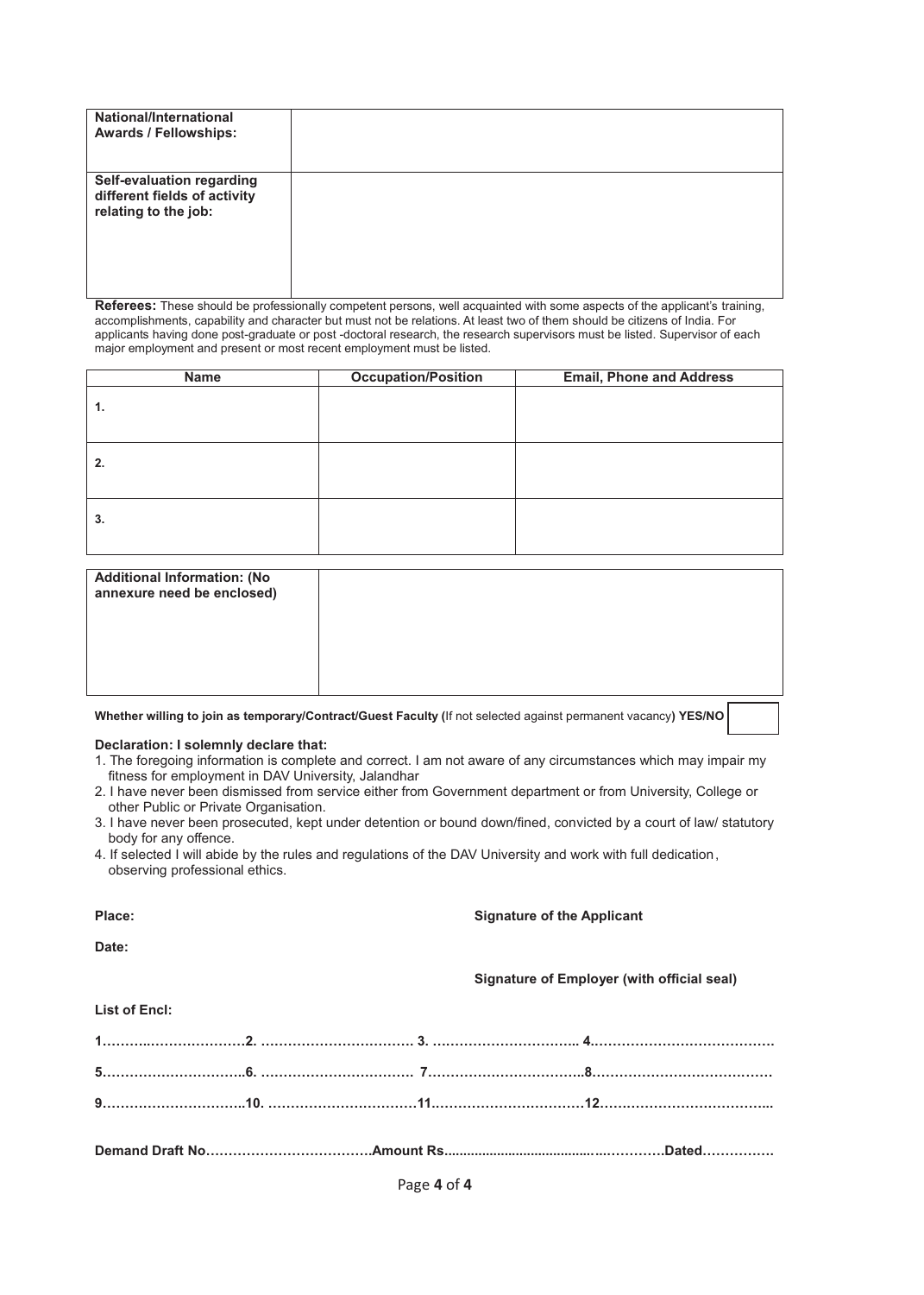| | |
|---|---|
| **National/International Awards / Fellowships:** | |
| **Self-evaluation regarding different fields of activity relating to the job:** | |

**Referees:** These should be professionally competent persons, well acquainted with some aspects of the applicant's training, accomplishments, capability and character but must not be relations. At least two of them should be citizens of India. For applicants having done post-graduate or post -doctoral research, the research supervisors must be listed. Supervisor of each major employment and present or most recent employment must be listed.

| Name | Occupation/Position | Email, Phone and Address |
|---|---|---|
| 1. | | |
| 2. | | |
| 3. | | |

| | |
|---|---|
| **Additional Information: (No annexure need be enclosed)** | |

**Whether willing to join as temporary/Contract/Guest Faculty (**If not selected against permanent vacancy**) YES/NO**

**Declaration: I solemnly declare that:**

1. The foregoing information is complete and correct. I am not aware of any circumstances which may impair my fitness for employment in DAV University, Jalandhar
2. I have never been dismissed from service either from Government department or from University, College or other Public or Private Organisation.
3. I have never been prosecuted, kept under detention or bound down/fined, convicted by a court of law/ statutory body for any offence.
4. If selected I will abide by the rules and regulations of the DAV University and work with full dedication, observing professional ethics.

**Place:** **Signature of the Applicant**

**Date:**

**Signature of Employer (with official seal)**

**List of Encl:**

**1………..…………………2. …………………………… 3. ………………………….. 4.………………………………….**

**5…………………………..6. ……………………………. 7……………………………..8…………………………………**

**9…………………………..10. ……………………………11……………………………12………………………………...**

**Demand Draft No……………………………….Amount Rs.................................….…………Dated……………**